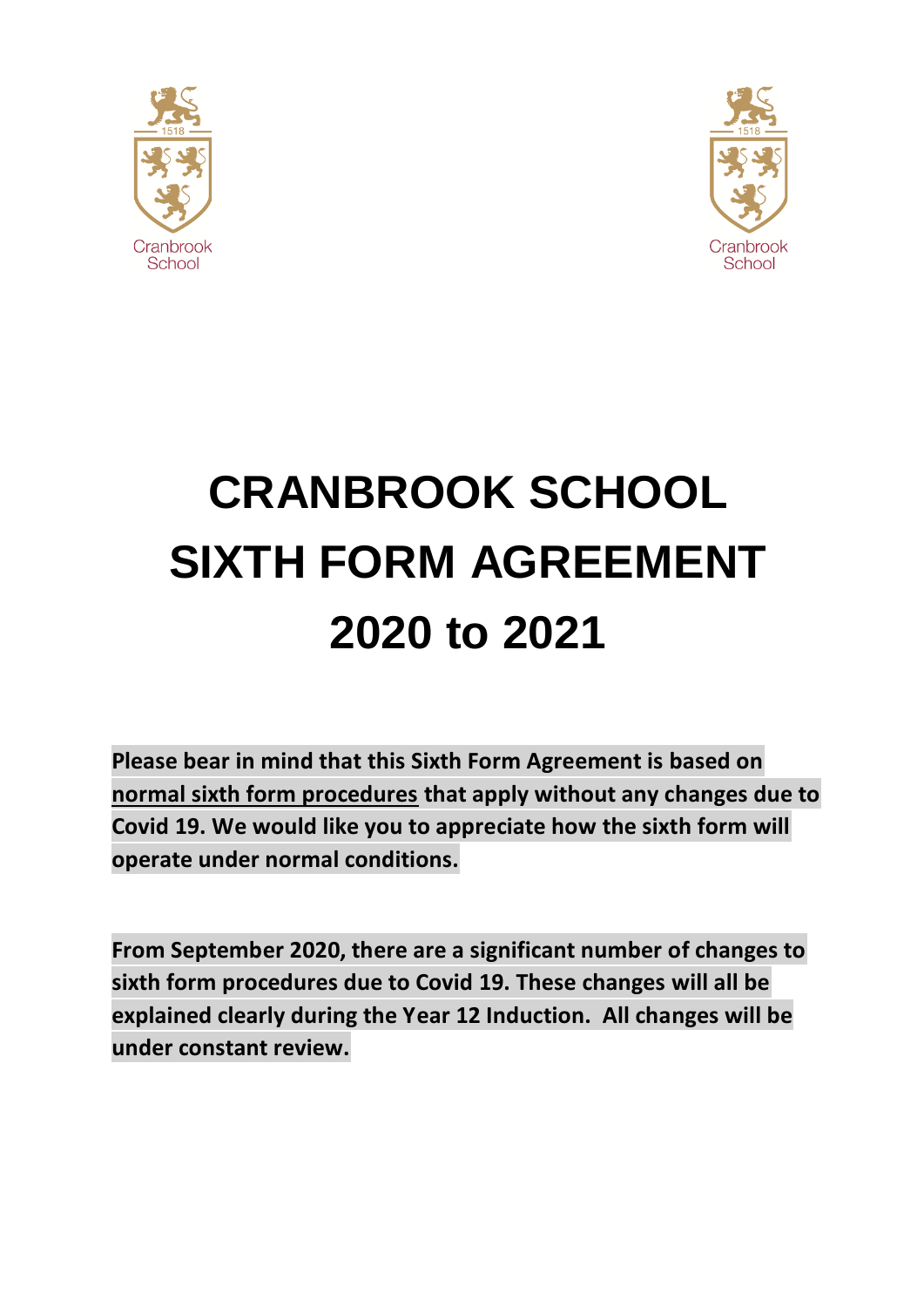# CRANBROOK SCHOOL SIXTH FORM AGREEMENT 2020 to 2021

**Please bear in mind that this Sixth Form Agreement is based on <u>normal sixth form procedures</u> that apply without any changes due to Covid 19. We would like you to appreciate how the sixth form will operate under normal conditions.**

**From September 2020, there are a significant number of changes to sixth form procedures due to Covid 19. These changes will all be explained clearly during the Year 12 Induction. All changes will be under constant review.**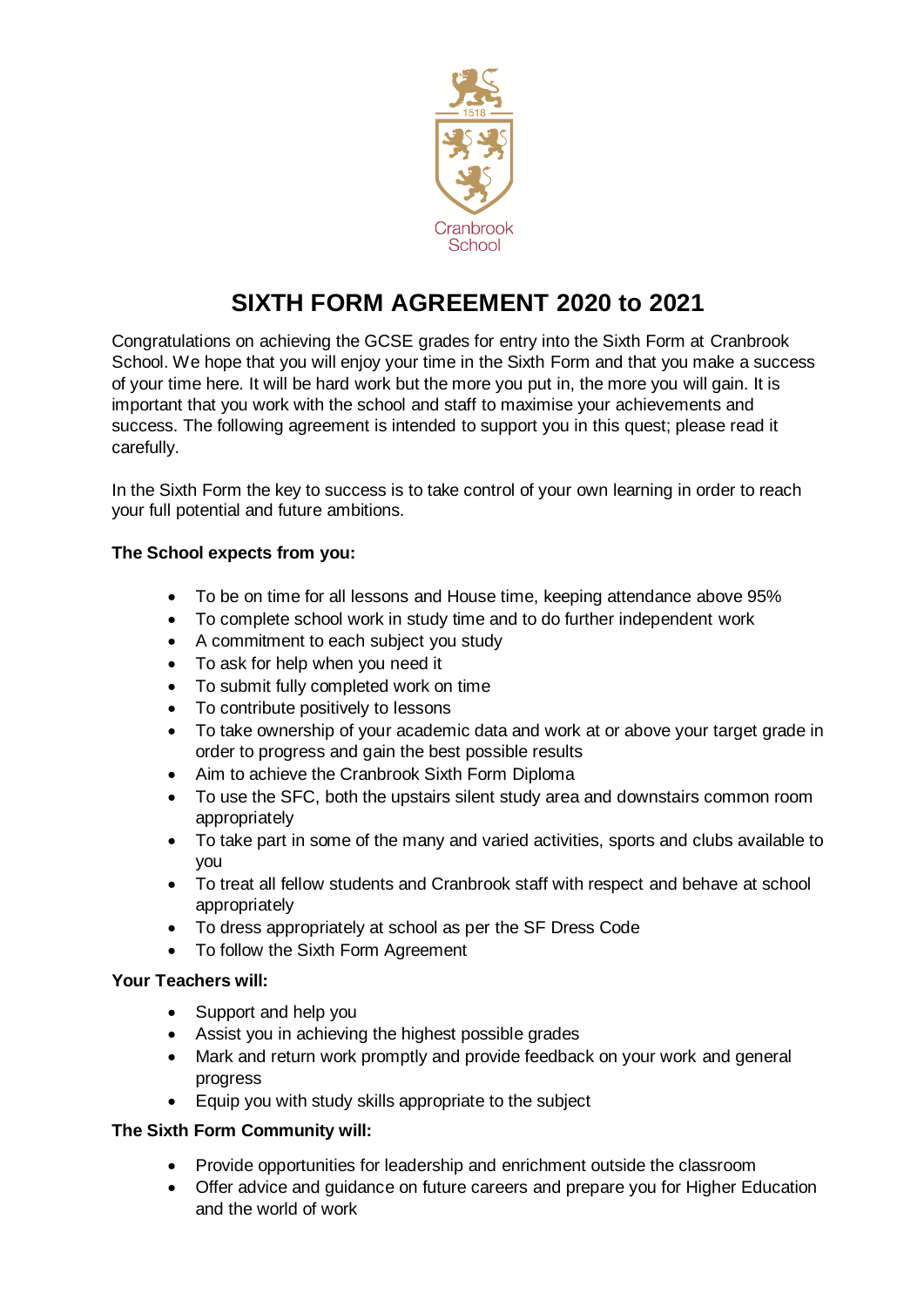Cranbrook School

# SIXTH FORM AGREEMENT 2020 to 2021

Congratulations on achieving the GCSE grades for entry into the Sixth Form at Cranbrook School. We hope that you will enjoy your time in the Sixth Form and that you make a success of your time here. It will be hard work but the more you put in, the more you will gain. It is important that you work with the school and staff to maximise your achievements and success. The following agreement is intended to support you in this quest; please read it carefully.

In the Sixth Form the key to success is to take control of your own learning in order to reach your full potential and future ambitions.

**The School expects from you:**

- To be on time for all lessons and House time, keeping attendance above 95%
- To complete school work in study time and to do further independent work
- A commitment to each subject you study
- To ask for help when you need it
- To submit fully completed work on time
- To contribute positively to lessons
- To take ownership of your academic data and work at or above your target grade in order to progress and gain the best possible results
- Aim to achieve the Cranbrook Sixth Form Diploma
- To use the SFC, both the upstairs silent study area and downstairs common room appropriately
- To take part in some of the many and varied activities, sports and clubs available to you
- To treat all fellow students and Cranbrook staff with respect and behave at school appropriately
- To dress appropriately at school as per the SF Dress Code
- To follow the Sixth Form Agreement

**Your Teachers will:**

- Support and help you
- Assist you in achieving the highest possible grades
- Mark and return work promptly and provide feedback on your work and general progress
- Equip you with study skills appropriate to the subject

**The Sixth Form Community will:**

- Provide opportunities for leadership and enrichment outside the classroom
- Offer advice and guidance on future careers and prepare you for Higher Education and the world of work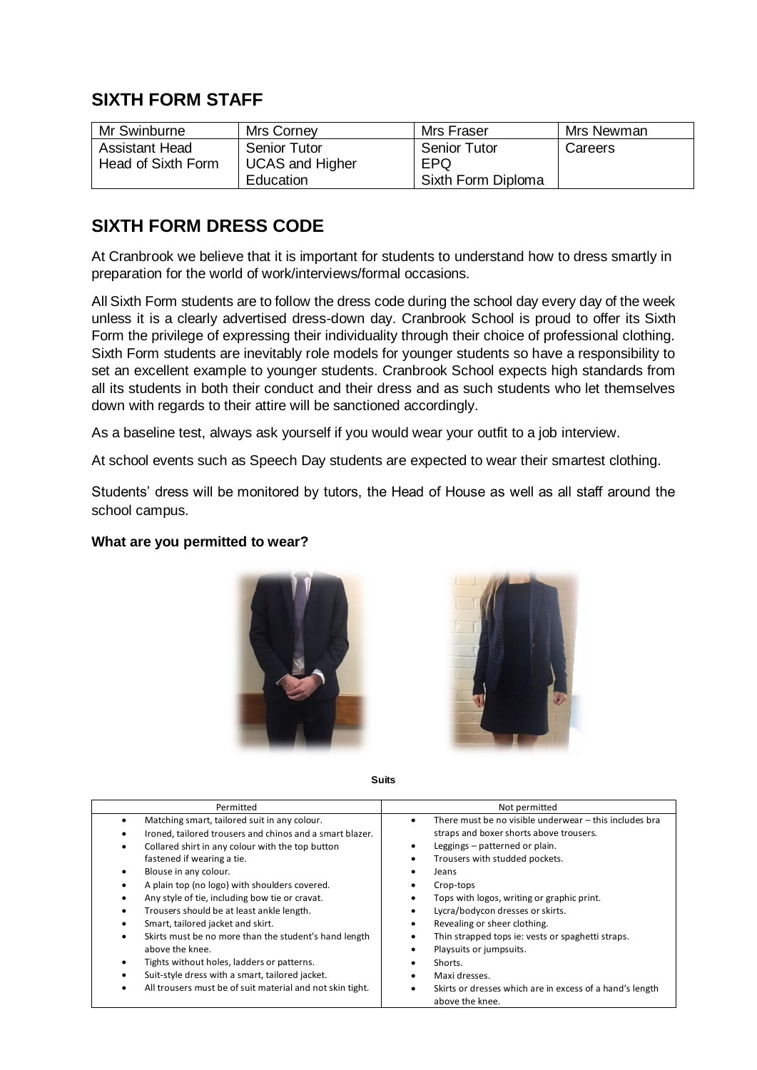## SIXTH FORM STAFF

| Mr Swinburne | Mrs Corney | Mrs Fraser | Mrs Newman |
|---|---|---|---|
| Assistant Head<br>Head of Sixth Form | Senior Tutor<br>UCAS and Higher Education | Senior Tutor<br>EPQ<br>Sixth Form Diploma | Careers |

## SIXTH FORM DRESS CODE

At Cranbrook we believe that it is important for students to understand how to dress smartly in preparation for the world of work/interviews/formal occasions.

All Sixth Form students are to follow the dress code during the school day every day of the week unless it is a clearly advertised dress-down day. Cranbrook School is proud to offer its Sixth Form the privilege of expressing their individuality through their choice of professional clothing. Sixth Form students are inevitably role models for younger students so have a responsibility to set an excellent example to younger students. Cranbrook School expects high standards from all its students in both their conduct and their dress and as such students who let themselves down with regards to their attire will be sanctioned accordingly.

As a baseline test, always ask yourself if you would wear your outfit to a job interview.

At school events such as Speech Day students are expected to wear their smartest clothing.

Students' dress will be monitored by tutors, the Head of House as well as all staff around the school campus.

**What are you permitted to wear?**

**Suits**

| Permitted | Not permitted |
|---|---|
| • Matching smart, tailored suit in any colour.<br>• Ironed, tailored trousers and chinos and a smart blazer.<br>• Collared shirt in any colour with the top button fastened if wearing a tie.<br>• Blouse in any colour.<br>• A plain top (no logo) with shoulders covered.<br>• Any style of tie, including bow tie or cravat.<br>• Trousers should be at least ankle length.<br>• Smart, tailored jacket and skirt.<br>• Skirts must be no more than the student's hand length above the knee.<br>• Tights without holes, ladders or patterns.<br>• Suit-style dress with a smart, tailored jacket.<br>• All trousers must be of suit material and not skin tight. | • There must be no visible underwear – this includes bra straps and boxer shorts above trousers.<br>• Leggings – patterned or plain.<br>• Trousers with studded pockets.<br>• Jeans<br>• Crop-tops<br>• Tops with logos, writing or graphic print.<br>• Lycra/bodycon dresses or skirts.<br>• Revealing or sheer clothing.<br>• Thin strapped tops ie: vests or spaghetti straps.<br>• Playsuits or jumpsuits.<br>• Shorts.<br>• Maxi dresses.<br>• Skirts or dresses which are in excess of a hand's length above the knee. |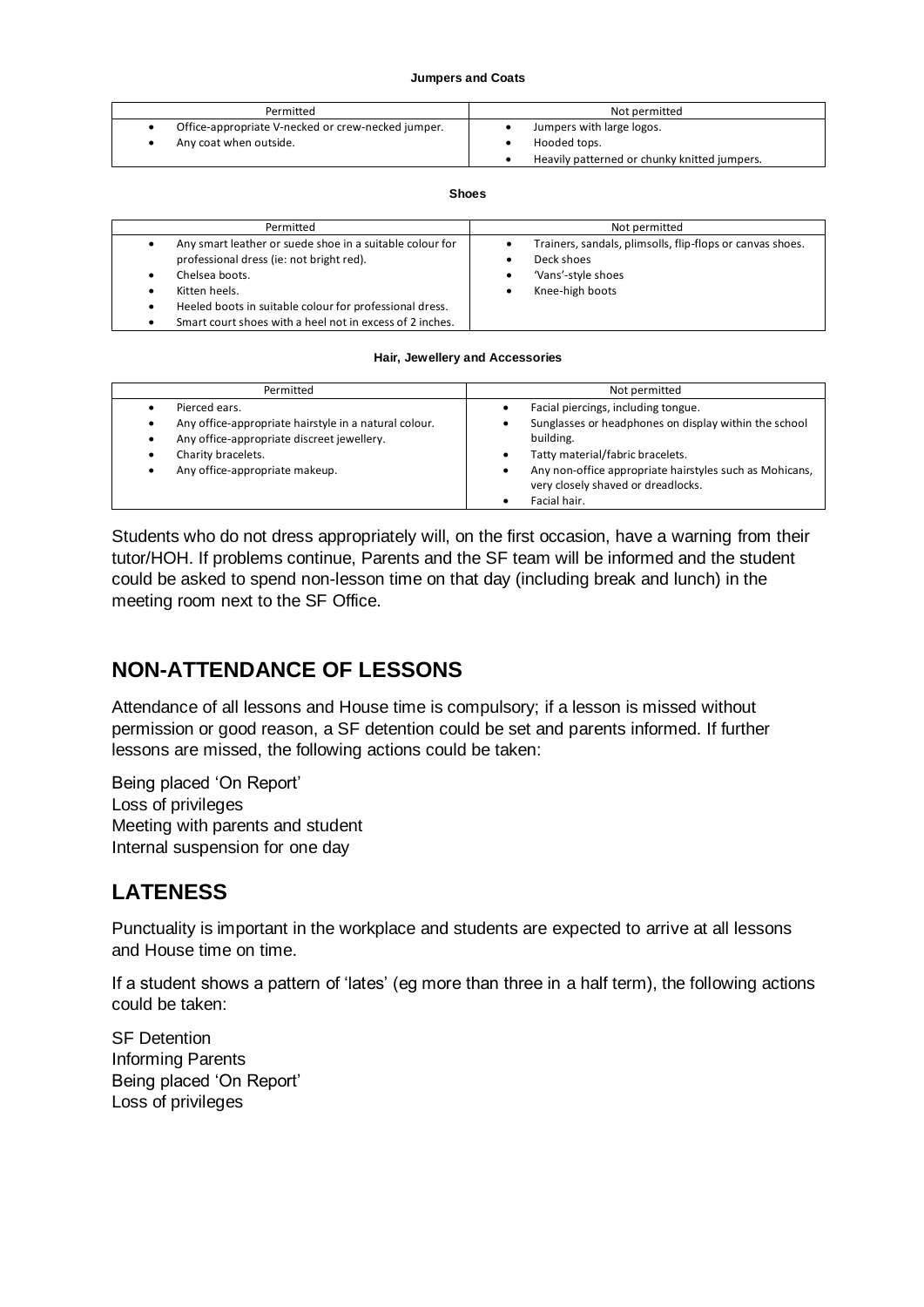**Jumpers and Coats**

| Permitted | Not permitted |
|---|---|
| • Office-appropriate V-necked or crew-necked jumper.<br>• Any coat when outside. | • Jumpers with large logos.<br>• Hooded tops.<br>• Heavily patterned or chunky knitted jumpers. |

**Shoes**

| Permitted | Not permitted |
|---|---|
| • Any smart leather or suede shoe in a suitable colour for professional dress (ie: not bright red).<br>• Chelsea boots.<br>• Kitten heels.<br>• Heeled boots in suitable colour for professional dress.<br>• Smart court shoes with a heel not in excess of 2 inches. | • Trainers, sandals, plimsolls, flip-flops or canvas shoes.<br>• Deck shoes<br>• 'Vans'-style shoes<br>• Knee-high boots |

**Hair, Jewellery and Accessories**

| Permitted | Not permitted |
|---|---|
| • Pierced ears.<br>• Any office-appropriate hairstyle in a natural colour.<br>• Any office-appropriate discreet jewellery.<br>• Charity bracelets.<br>• Any office-appropriate makeup. | • Facial piercings, including tongue.<br>• Sunglasses or headphones on display within the school building.<br>• Tatty material/fabric bracelets.<br>• Any non-office appropriate hairstyles such as Mohicans, very closely shaved or dreadlocks.<br>• Facial hair. |

Students who do not dress appropriately will, on the first occasion, have a warning from their tutor/HOH. If problems continue, Parents and the SF team will be informed and the student could be asked to spend non-lesson time on that day (including break and lunch) in the meeting room next to the SF Office.

## NON-ATTENDANCE OF LESSONS

Attendance of all lessons and House time is compulsory; if a lesson is missed without permission or good reason, a SF detention could be set and parents informed. If further lessons are missed, the following actions could be taken:

Being placed 'On Report'
Loss of privileges
Meeting with parents and student
Internal suspension for one day

## LATENESS

Punctuality is important in the workplace and students are expected to arrive at all lessons and House time on time.

If a student shows a pattern of 'lates' (eg more than three in a half term), the following actions could be taken:

SF Detention
Informing Parents
Being placed 'On Report'
Loss of privileges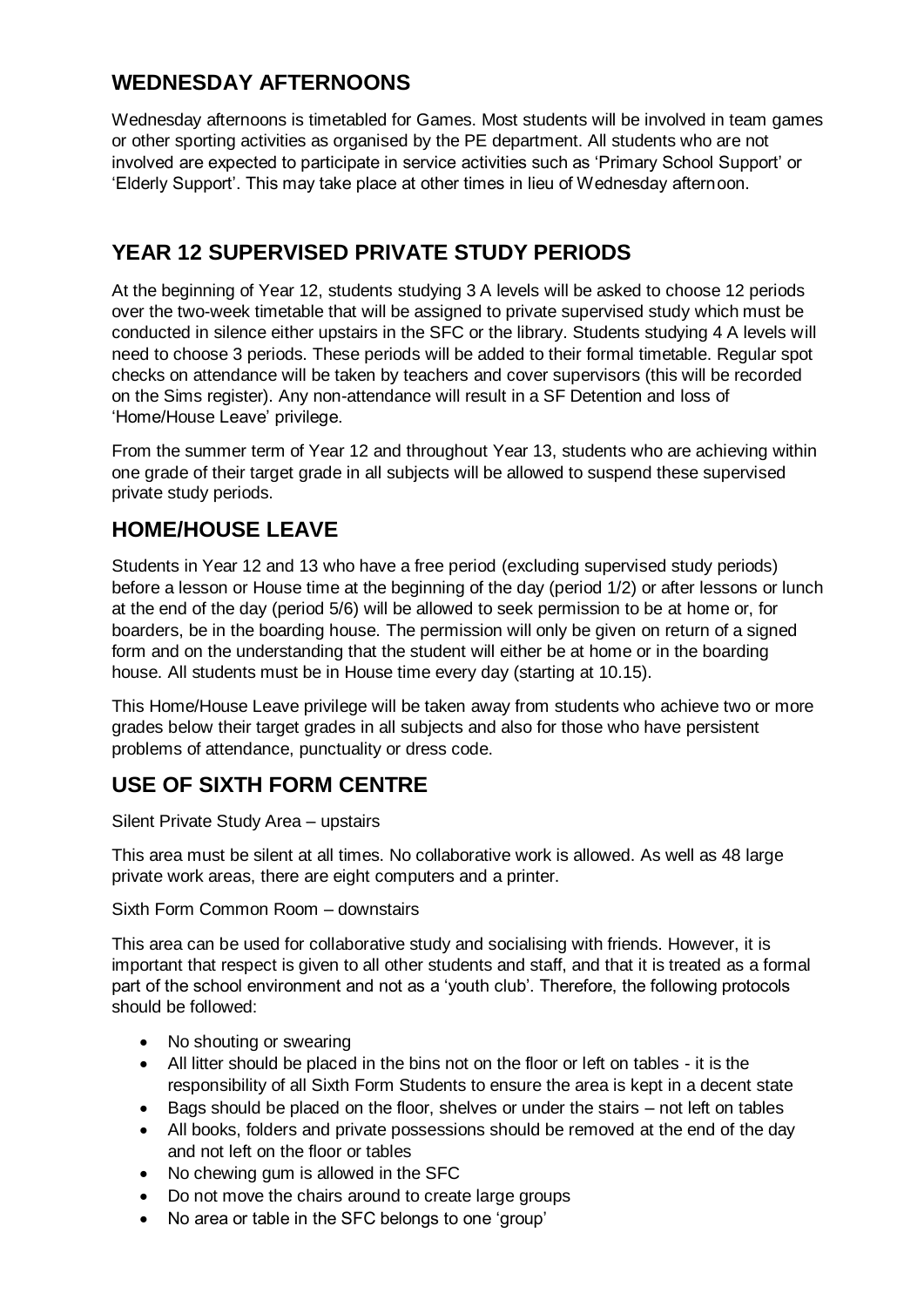## WEDNESDAY AFTERNOONS

Wednesday afternoons is timetabled for Games. Most students will be involved in team games or other sporting activities as organised by the PE department. All students who are not involved are expected to participate in service activities such as 'Primary School Support' or 'Elderly Support'. This may take place at other times in lieu of Wednesday afternoon.

## YEAR 12 SUPERVISED PRIVATE STUDY PERIODS

At the beginning of Year 12, students studying 3 A levels will be asked to choose 12 periods over the two-week timetable that will be assigned to private supervised study which must be conducted in silence either upstairs in the SFC or the library. Students studying 4 A levels will need to choose 3 periods. These periods will be added to their formal timetable. Regular spot checks on attendance will be taken by teachers and cover supervisors (this will be recorded on the Sims register). Any non-attendance will result in a SF Detention and loss of 'Home/House Leave' privilege.

From the summer term of Year 12 and throughout Year 13, students who are achieving within one grade of their target grade in all subjects will be allowed to suspend these supervised private study periods.

## HOME/HOUSE LEAVE

Students in Year 12 and 13 who have a free period (excluding supervised study periods) before a lesson or House time at the beginning of the day (period 1/2) or after lessons or lunch at the end of the day (period 5/6) will be allowed to seek permission to be at home or, for boarders, be in the boarding house. The permission will only be given on return of a signed form and on the understanding that the student will either be at home or in the boarding house. All students must be in House time every day (starting at 10.15).

This Home/House Leave privilege will be taken away from students who achieve two or more grades below their target grades in all subjects and also for those who have persistent problems of attendance, punctuality or dress code.

## USE OF SIXTH FORM CENTRE

Silent Private Study Area – upstairs

This area must be silent at all times. No collaborative work is allowed. As well as 48 large private work areas, there are eight computers and a printer.

Sixth Form Common Room – downstairs

This area can be used for collaborative study and socialising with friends. However, it is important that respect is given to all other students and staff, and that it is treated as a formal part of the school environment and not as a 'youth club'. Therefore, the following protocols should be followed:

- No shouting or swearing
- All litter should be placed in the bins not on the floor or left on tables - it is the responsibility of all Sixth Form Students to ensure the area is kept in a decent state
- Bags should be placed on the floor, shelves or under the stairs – not left on tables
- All books, folders and private possessions should be removed at the end of the day and not left on the floor or tables
- No chewing gum is allowed in the SFC
- Do not move the chairs around to create large groups
- No area or table in the SFC belongs to one 'group'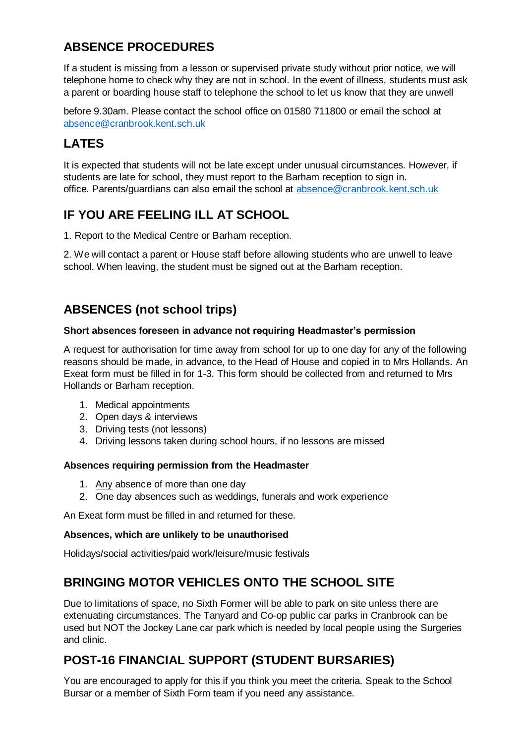## ABSENCE PROCEDURES

If a student is missing from a lesson or supervised private study without prior notice, we will telephone home to check why they are not in school. In the event of illness, students must ask a parent or boarding house staff to telephone the school to let us know that they are unwell

before 9.30am. Please contact the school office on 01580 711800 or email the school at absence@cranbrook.kent.sch.uk

## LATES

It is expected that students will not be late except under unusual circumstances. However, if students are late for school, they must report to the Barham reception to sign in. office. Parents/guardians can also email the school at absence@cranbrook.kent.sch.uk

## IF YOU ARE FEELING ILL AT SCHOOL

1. Report to the Medical Centre or Barham reception.

2. We will contact a parent or House staff before allowing students who are unwell to leave school. When leaving, the student must be signed out at the Barham reception.

## ABSENCES (not school trips)

**Short absences foreseen in advance not requiring Headmaster's permission**

A request for authorisation for time away from school for up to one day for any of the following reasons should be made, in advance, to the Head of House and copied in to Mrs Hollands. An Exeat form must be filled in for 1-3. This form should be collected from and returned to Mrs Hollands or Barham reception.

1. Medical appointments
2. Open days & interviews
3. Driving tests (not lessons)
4. Driving lessons taken during school hours, if no lessons are missed

**Absences requiring permission from the Headmaster**

1. Any absence of more than one day
2. One day absences such as weddings, funerals and work experience

An Exeat form must be filled in and returned for these.

**Absences, which are unlikely to be unauthorised**

Holidays/social activities/paid work/leisure/music festivals

## BRINGING MOTOR VEHICLES ONTO THE SCHOOL SITE

Due to limitations of space, no Sixth Former will be able to park on site unless there are extenuating circumstances. The Tanyard and Co-op public car parks in Cranbrook can be used but NOT the Jockey Lane car park which is needed by local people using the Surgeries and clinic.

## POST-16 FINANCIAL SUPPORT (STUDENT BURSARIES)

You are encouraged to apply for this if you think you meet the criteria. Speak to the School Bursar or a member of Sixth Form team if you need any assistance.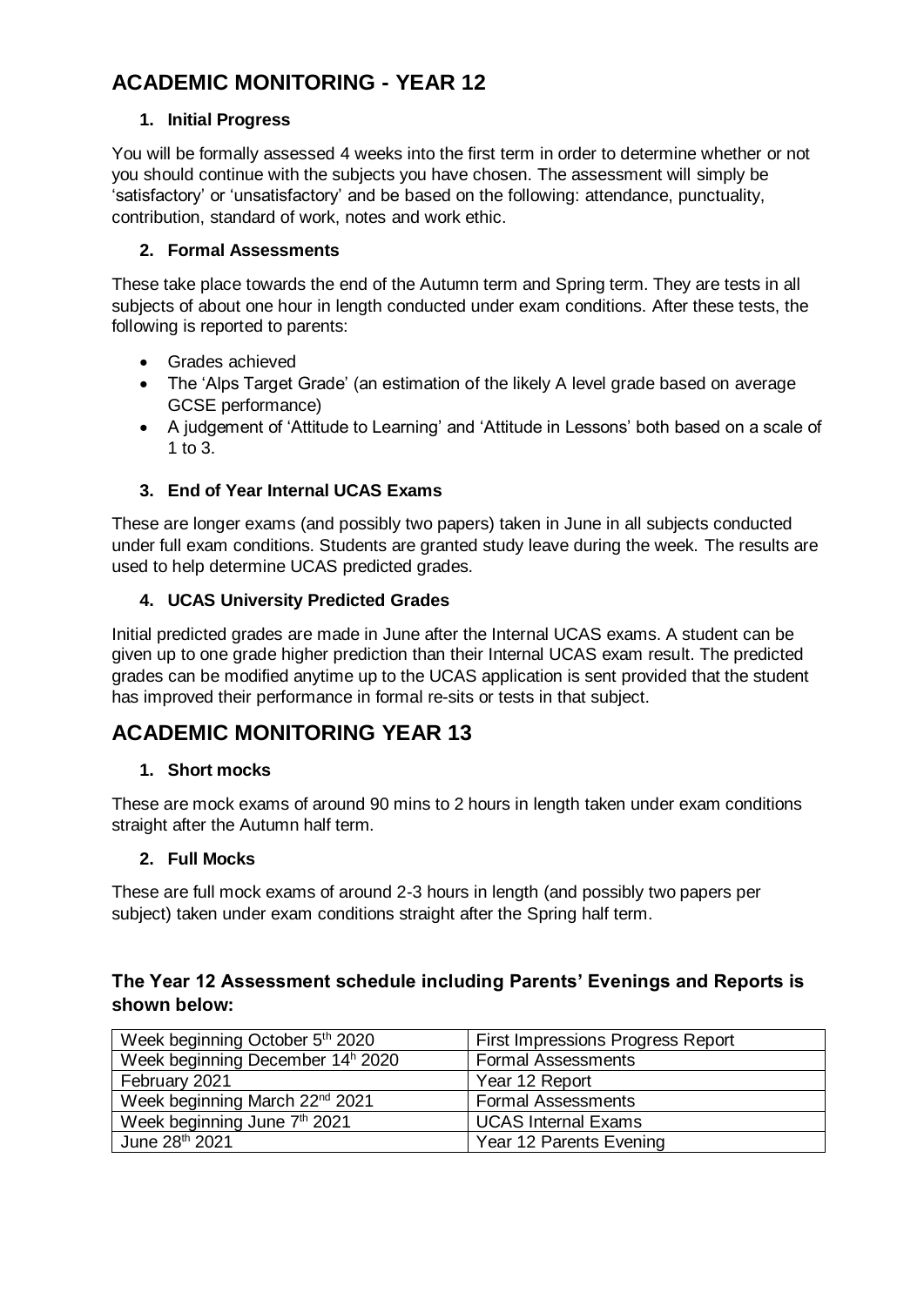# ACADEMIC MONITORING - YEAR 12

### 1. Initial Progress

You will be formally assessed 4 weeks into the first term in order to determine whether or not you should continue with the subjects you have chosen. The assessment will simply be 'satisfactory' or 'unsatisfactory' and be based on the following: attendance, punctuality, contribution, standard of work, notes and work ethic.

### 2. Formal Assessments

These take place towards the end of the Autumn term and Spring term. They are tests in all subjects of about one hour in length conducted under exam conditions. After these tests, the following is reported to parents:

- Grades achieved
- The 'Alps Target Grade' (an estimation of the likely A level grade based on average GCSE performance)
- A judgement of 'Attitude to Learning' and 'Attitude in Lessons' both based on a scale of 1 to 3.

### 3. End of Year Internal UCAS Exams

These are longer exams (and possibly two papers) taken in June in all subjects conducted under full exam conditions. Students are granted study leave during the week. The results are used to help determine UCAS predicted grades.

### 4. UCAS University Predicted Grades

Initial predicted grades are made in June after the Internal UCAS exams. A student can be given up to one grade higher prediction than their Internal UCAS exam result. The predicted grades can be modified anytime up to the UCAS application is sent provided that the student has improved their performance in formal re-sits or tests in that subject.

# ACADEMIC MONITORING YEAR 13

### 1. Short mocks

These are mock exams of around 90 mins to 2 hours in length taken under exam conditions straight after the Autumn half term.

### 2. Full Mocks

These are full mock exams of around 2-3 hours in length (and possibly two papers per subject) taken under exam conditions straight after the Spring half term.

### The Year 12 Assessment schedule including Parents' Evenings and Reports is shown below:

| | |
|---|---|
| Week beginning October 5th 2020 | First Impressions Progress Report |
| Week beginning December 14h 2020 | Formal Assessments |
| February 2021 | Year 12 Report |
| Week beginning March 22nd 2021 | Formal Assessments |
| Week beginning June 7th 2021 | UCAS Internal Exams |
| June 28th 2021 | Year 12 Parents Evening |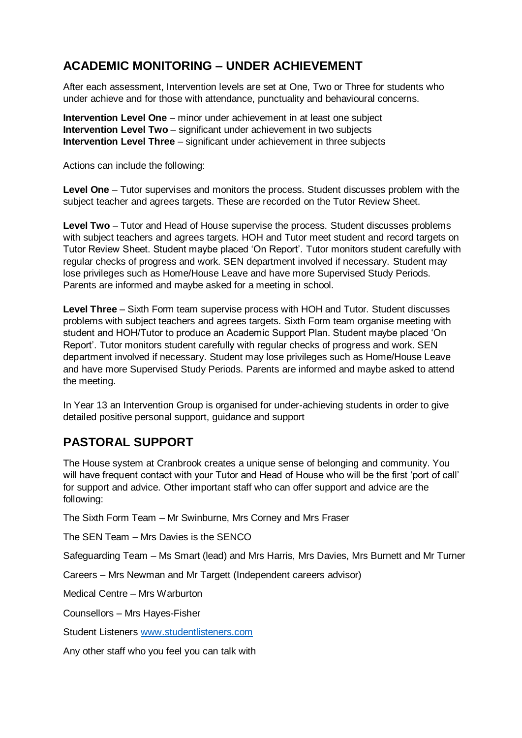## ACADEMIC MONITORING – UNDER ACHIEVEMENT

After each assessment, Intervention levels are set at One, Two or Three for students who under achieve and for those with attendance, punctuality and behavioural concerns.

**Intervention Level One** – minor under achievement in at least one subject
**Intervention Level Two** – significant under achievement in two subjects
**Intervention Level Three** – significant under achievement in three subjects

Actions can include the following:

**Level One** – Tutor supervises and monitors the process. Student discusses problem with the subject teacher and agrees targets. These are recorded on the Tutor Review Sheet.

**Level Two** – Tutor and Head of House supervise the process. Student discusses problems with subject teachers and agrees targets. HOH and Tutor meet student and record targets on Tutor Review Sheet. Student maybe placed 'On Report'. Tutor monitors student carefully with regular checks of progress and work. SEN department involved if necessary. Student may lose privileges such as Home/House Leave and have more Supervised Study Periods. Parents are informed and maybe asked for a meeting in school.

**Level Three** – Sixth Form team supervise process with HOH and Tutor. Student discusses problems with subject teachers and agrees targets. Sixth Form team organise meeting with student and HOH/Tutor to produce an Academic Support Plan. Student maybe placed 'On Report'. Tutor monitors student carefully with regular checks of progress and work. SEN department involved if necessary. Student may lose privileges such as Home/House Leave and have more Supervised Study Periods. Parents are informed and maybe asked to attend the meeting.

In Year 13 an Intervention Group is organised for under-achieving students in order to give detailed positive personal support, guidance and support

## PASTORAL SUPPORT

The House system at Cranbrook creates a unique sense of belonging and community. You will have frequent contact with your Tutor and Head of House who will be the first 'port of call' for support and advice. Other important staff who can offer support and advice are the following:

The Sixth Form Team – Mr Swinburne, Mrs Corney and Mrs Fraser

The SEN Team – Mrs Davies is the SENCO

Safeguarding Team – Ms Smart (lead) and Mrs Harris, Mrs Davies, Mrs Burnett and Mr Turner

Careers – Mrs Newman and Mr Targett (Independent careers advisor)

Medical Centre – Mrs Warburton

Counsellors – Mrs Hayes-Fisher

Student Listeners www.studentlisteners.com

Any other staff who you feel you can talk with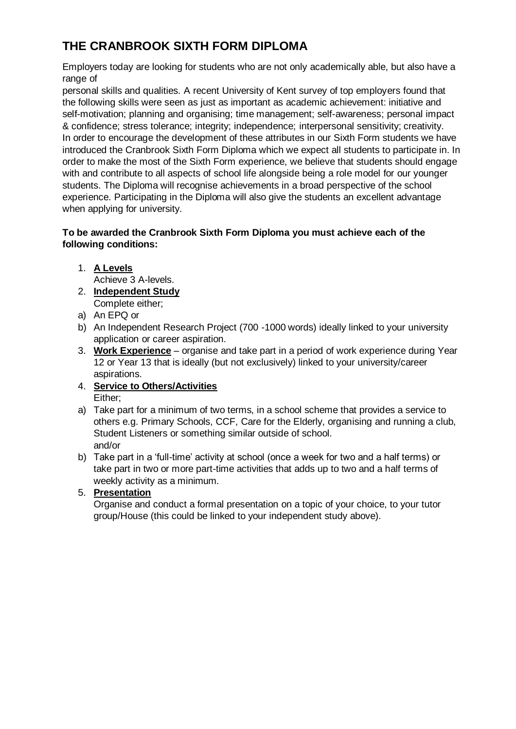# THE CRANBROOK SIXTH FORM DIPLOMA

Employers today are looking for students who are not only academically able, but also have a range of personal skills and qualities. A recent University of Kent survey of top employers found that the following skills were seen as just as important as academic achievement: initiative and self-motivation; planning and organising; time management; self-awareness; personal impact & confidence; stress tolerance; integrity; independence; interpersonal sensitivity; creativity. In order to encourage the development of these attributes in our Sixth Form students we have introduced the Cranbrook Sixth Form Diploma which we expect all students to participate in. In order to make the most of the Sixth Form experience, we believe that students should engage with and contribute to all aspects of school life alongside being a role model for our younger students. The Diploma will recognise achievements in a broad perspective of the school experience. Participating in the Diploma will also give the students an excellent advantage when applying for university.

**To be awarded the Cranbrook Sixth Form Diploma you must achieve each of the following conditions:**

1. **A Levels**
   Achieve 3 A-levels.
2. **Independent Study**
   Complete either;
   a) An EPQ or
   b) An Independent Research Project (700 -1000 words) ideally linked to your university application or career aspiration.
3. **Work Experience** – organise and take part in a period of work experience during Year 12 or Year 13 that is ideally (but not exclusively) linked to your university/career aspirations.
4. **Service to Others/Activities**
   Either;
   a) Take part for a minimum of two terms, in a school scheme that provides a service to others e.g. Primary Schools, CCF, Care for the Elderly, organising and running a club, Student Listeners or something similar outside of school.
   and/or
   b) Take part in a 'full-time' activity at school (once a week for two and a half terms) or take part in two or more part-time activities that adds up to two and a half terms of weekly activity as a minimum.
5. **Presentation**
   Organise and conduct a formal presentation on a topic of your choice, to your tutor group/House (this could be linked to your independent study above).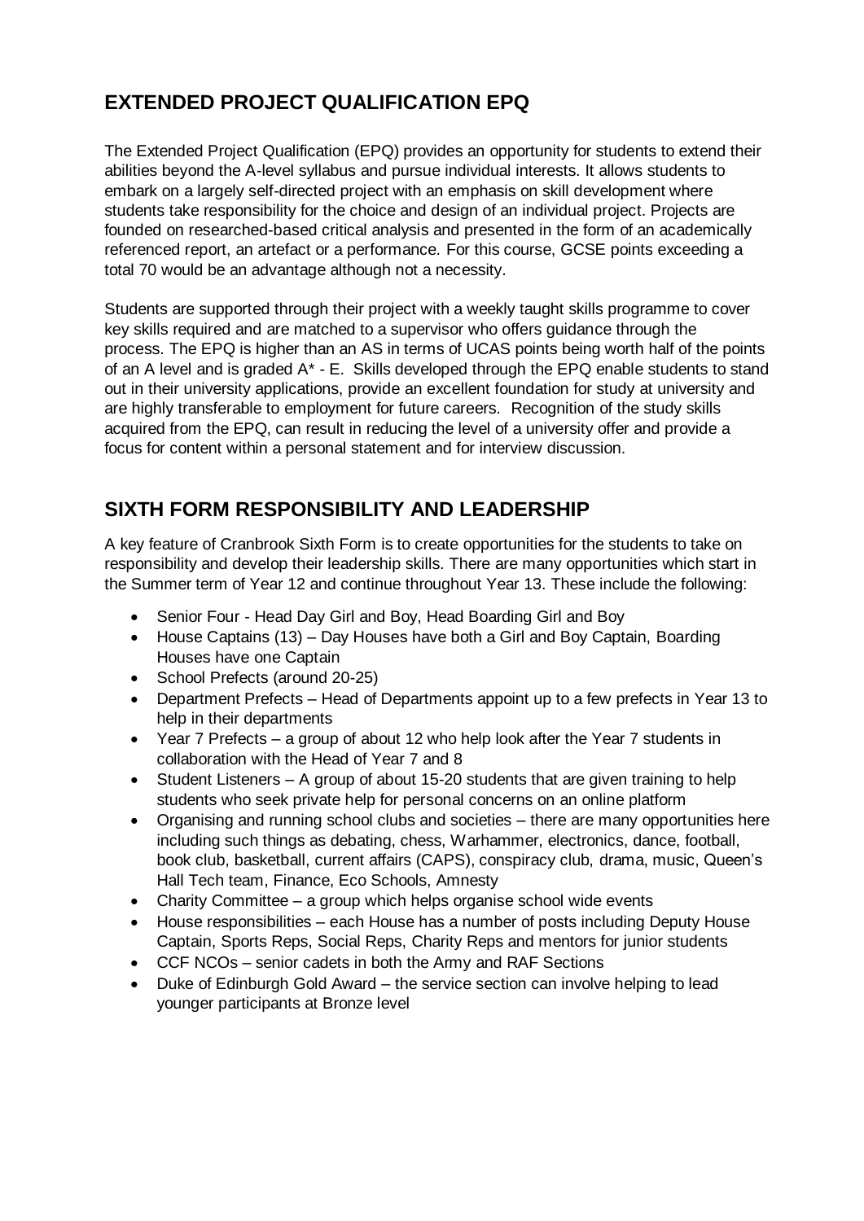## EXTENDED PROJECT QUALIFICATION EPQ

The Extended Project Qualification (EPQ) provides an opportunity for students to extend their abilities beyond the A-level syllabus and pursue individual interests. It allows students to embark on a largely self-directed project with an emphasis on skill development where students take responsibility for the choice and design of an individual project. Projects are founded on researched-based critical analysis and presented in the form of an academically referenced report, an artefact or a performance. For this course, GCSE points exceeding a total 70 would be an advantage although not a necessity.

Students are supported through their project with a weekly taught skills programme to cover key skills required and are matched to a supervisor who offers guidance through the process. The EPQ is higher than an AS in terms of UCAS points being worth half of the points of an A level and is graded A* - E. Skills developed through the EPQ enable students to stand out in their university applications, provide an excellent foundation for study at university and are highly transferable to employment for future careers. Recognition of the study skills acquired from the EPQ, can result in reducing the level of a university offer and provide a focus for content within a personal statement and for interview discussion.

## SIXTH FORM RESPONSIBILITY AND LEADERSHIP

A key feature of Cranbrook Sixth Form is to create opportunities for the students to take on responsibility and develop their leadership skills. There are many opportunities which start in the Summer term of Year 12 and continue throughout Year 13. These include the following:

- Senior Four - Head Day Girl and Boy, Head Boarding Girl and Boy
- House Captains (13) – Day Houses have both a Girl and Boy Captain, Boarding Houses have one Captain
- School Prefects (around 20-25)
- Department Prefects – Head of Departments appoint up to a few prefects in Year 13 to help in their departments
- Year 7 Prefects – a group of about 12 who help look after the Year 7 students in collaboration with the Head of Year 7 and 8
- Student Listeners – A group of about 15-20 students that are given training to help students who seek private help for personal concerns on an online platform
- Organising and running school clubs and societies – there are many opportunities here including such things as debating, chess, Warhammer, electronics, dance, football, book club, basketball, current affairs (CAPS), conspiracy club, drama, music, Queen's Hall Tech team, Finance, Eco Schools, Amnesty
- Charity Committee – a group which helps organise school wide events
- House responsibilities – each House has a number of posts including Deputy House Captain, Sports Reps, Social Reps, Charity Reps and mentors for junior students
- CCF NCOs – senior cadets in both the Army and RAF Sections
- Duke of Edinburgh Gold Award – the service section can involve helping to lead younger participants at Bronze level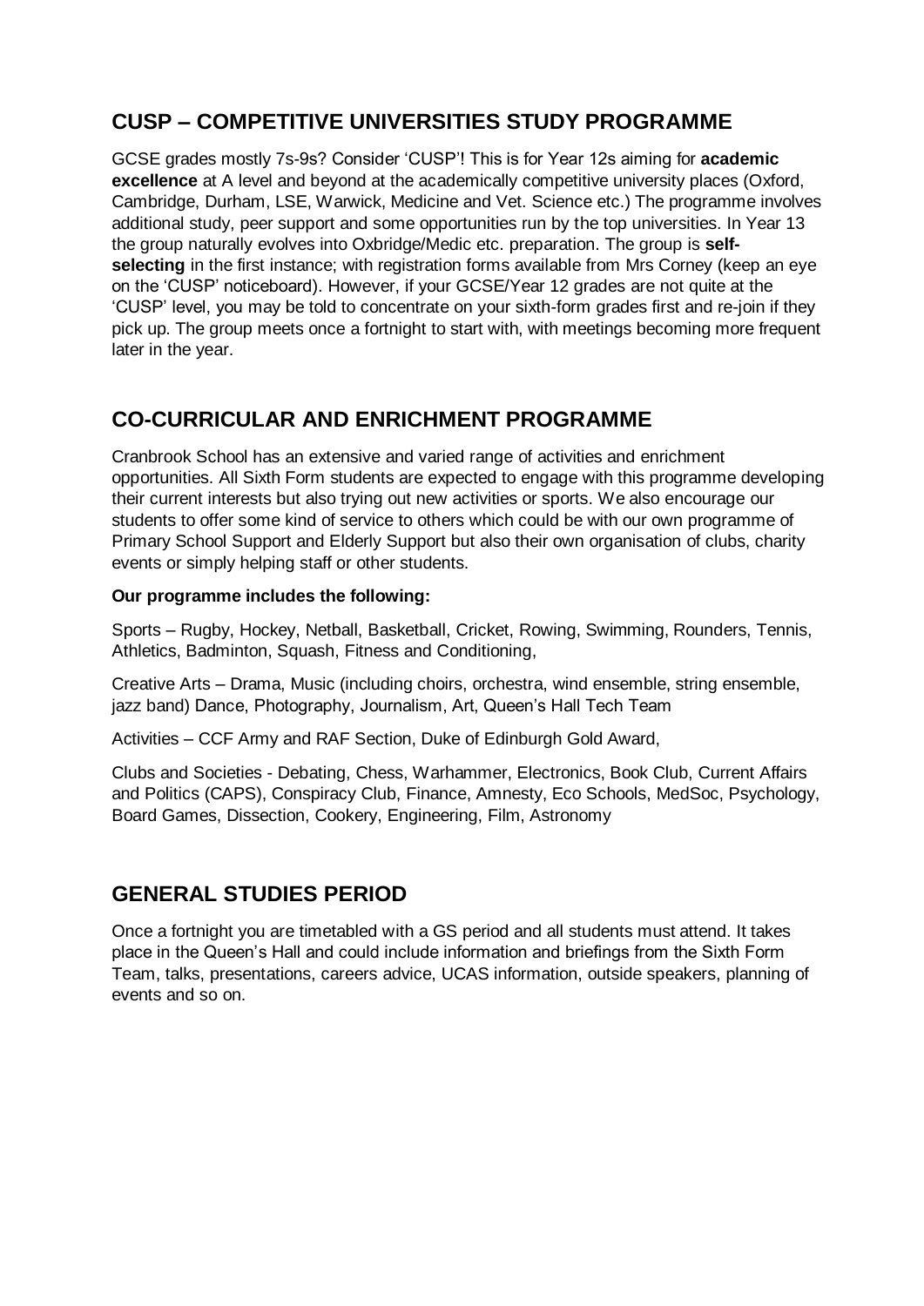## CUSP – COMPETITIVE UNIVERSITIES STUDY PROGRAMME

GCSE grades mostly 7s-9s? Consider 'CUSP'! This is for Year 12s aiming for **academic excellence** at A level and beyond at the academically competitive university places (Oxford, Cambridge, Durham, LSE, Warwick, Medicine and Vet. Science etc.) The programme involves additional study, peer support and some opportunities run by the top universities. In Year 13 the group naturally evolves into Oxbridge/Medic etc. preparation. The group is **self-selecting** in the first instance; with registration forms available from Mrs Corney (keep an eye on the 'CUSP' noticeboard). However, if your GCSE/Year 12 grades are not quite at the 'CUSP' level, you may be told to concentrate on your sixth-form grades first and re-join if they pick up. The group meets once a fortnight to start with, with meetings becoming more frequent later in the year.

## CO-CURRICULAR AND ENRICHMENT PROGRAMME

Cranbrook School has an extensive and varied range of activities and enrichment opportunities. All Sixth Form students are expected to engage with this programme developing their current interests but also trying out new activities or sports. We also encourage our students to offer some kind of service to others which could be with our own programme of Primary School Support and Elderly Support but also their own organisation of clubs, charity events or simply helping staff or other students.

**Our programme includes the following:**

Sports – Rugby, Hockey, Netball, Basketball, Cricket, Rowing, Swimming, Rounders, Tennis, Athletics, Badminton, Squash, Fitness and Conditioning,

Creative Arts – Drama, Music (including choirs, orchestra, wind ensemble, string ensemble, jazz band) Dance, Photography, Journalism, Art, Queen's Hall Tech Team

Activities – CCF Army and RAF Section, Duke of Edinburgh Gold Award,

Clubs and Societies - Debating, Chess, Warhammer, Electronics, Book Club, Current Affairs and Politics (CAPS), Conspiracy Club, Finance, Amnesty, Eco Schools, MedSoc, Psychology, Board Games, Dissection, Cookery, Engineering, Film, Astronomy

## GENERAL STUDIES PERIOD

Once a fortnight you are timetabled with a GS period and all students must attend. It takes place in the Queen's Hall and could include information and briefings from the Sixth Form Team, talks, presentations, careers advice, UCAS information, outside speakers, planning of events and so on.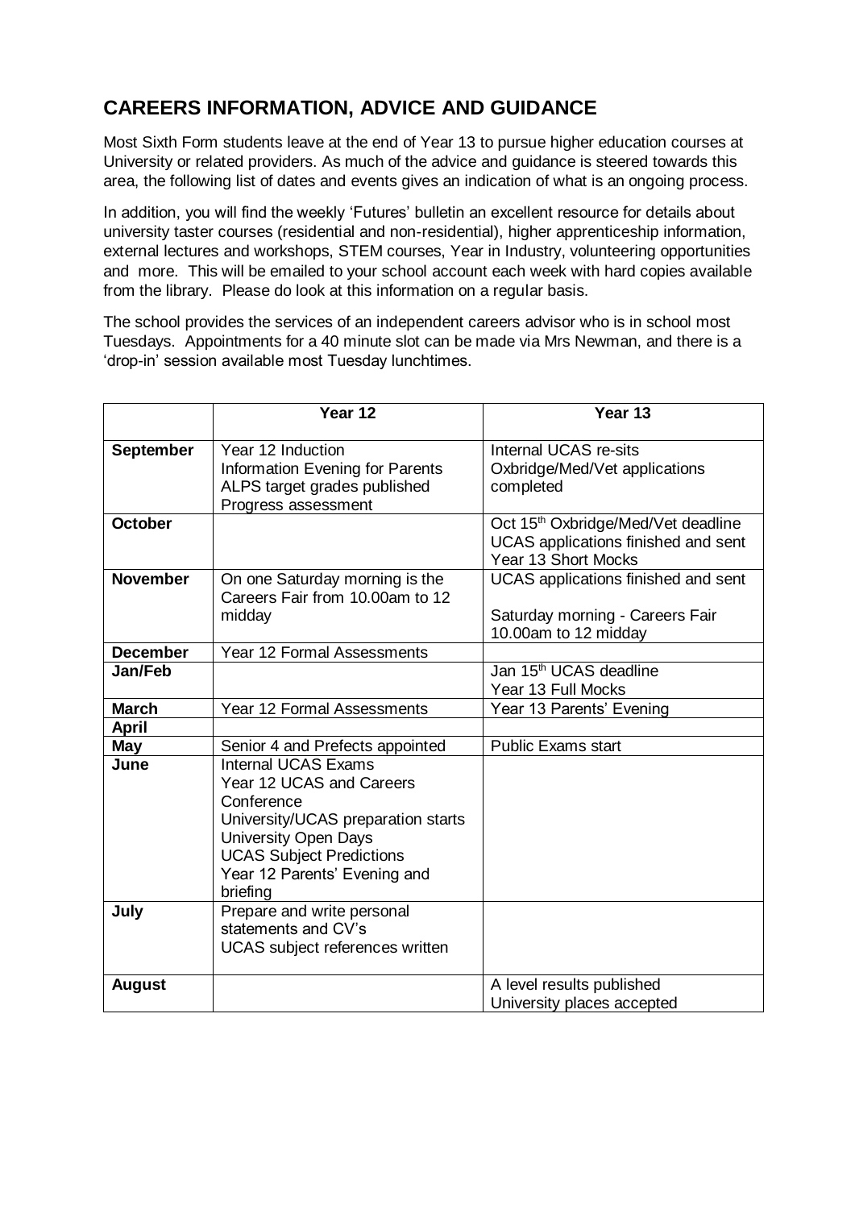## CAREERS INFORMATION, ADVICE AND GUIDANCE

Most Sixth Form students leave at the end of Year 13 to pursue higher education courses at University or related providers. As much of the advice and guidance is steered towards this area, the following list of dates and events gives an indication of what is an ongoing process.

In addition, you will find the weekly 'Futures' bulletin an excellent resource for details about university taster courses (residential and non-residential), higher apprenticeship information, external lectures and workshops, STEM courses, Year in Industry, volunteering opportunities and more. This will be emailed to your school account each week with hard copies available from the library. Please do look at this information on a regular basis.

The school provides the services of an independent careers advisor who is in school most Tuesdays. Appointments for a 40 minute slot can be made via Mrs Newman, and there is a 'drop-in' session available most Tuesday lunchtimes.

| | Year 12 | Year 13 |
|---|---|---|
| **September** | Year 12 Induction<br>Information Evening for Parents<br>ALPS target grades published<br>Progress assessment | Internal UCAS re-sits<br>Oxbridge/Med/Vet applications completed |
| **October** | | Oct 15th Oxbridge/Med/Vet deadline<br>UCAS applications finished and sent<br>Year 13 Short Mocks |
| **November** | On one Saturday morning is the Careers Fair from 10.00am to 12 midday | UCAS applications finished and sent<br><br>Saturday morning - Careers Fair 10.00am to 12 midday |
| **December** | Year 12 Formal Assessments | |
| **Jan/Feb** | | Jan 15th UCAS deadline<br>Year 13 Full Mocks |
| **March** | Year 12 Formal Assessments | Year 13 Parents' Evening |
| **April** | | |
| **May** | Senior 4 and Prefects appointed | Public Exams start |
| **June** | Internal UCAS Exams<br>Year 12 UCAS and Careers Conference<br>University/UCAS preparation starts<br>University Open Days<br>UCAS Subject Predictions<br>Year 12 Parents' Evening and briefing | |
| **July** | Prepare and write personal statements and CV's<br>UCAS subject references written | |
| **August** | | A level results published<br>University places accepted |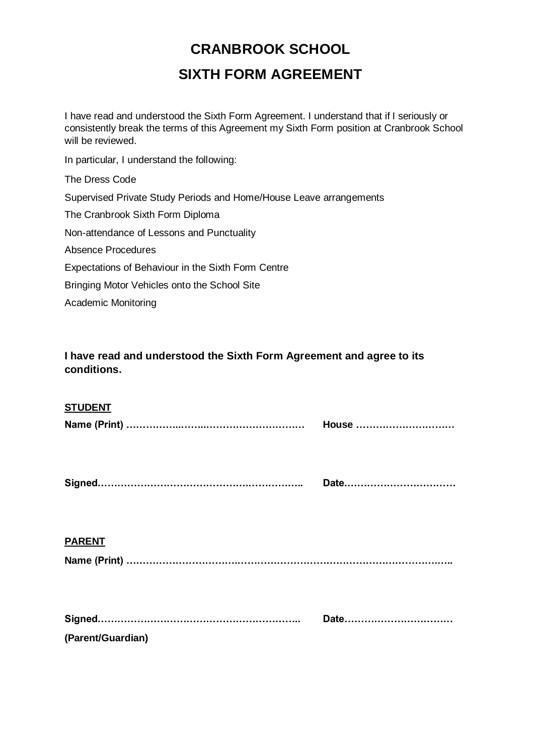# CRANBROOK SCHOOL

# SIXTH FORM AGREEMENT

I have read and understood the Sixth Form Agreement. I understand that if I seriously or consistently break the terms of this Agreement my Sixth Form position at Cranbrook School will be reviewed.

In particular, I understand the following:

The Dress Code

Supervised Private Study Periods and Home/House Leave arrangements

The Cranbrook Sixth Form Diploma

Non-attendance of Lessons and Punctuality

Absence Procedures

Expectations of Behaviour in the Sixth Form Centre

Bringing Motor Vehicles onto the School Site

Academic Monitoring

**I have read and understood the Sixth Form Agreement and agree to its conditions.**

**<u>STUDENT</u>**

**Name (Print) ……………..……..…………………………  House …………………………**

**Signed…………………………………….……………..  Date……………………………**

**<u>PARENT</u>**

**Name (Print) ……………………………….………………………………………………….**

**Signed…………………………………………………..  Date……………………………**

**(Parent/Guardian)**